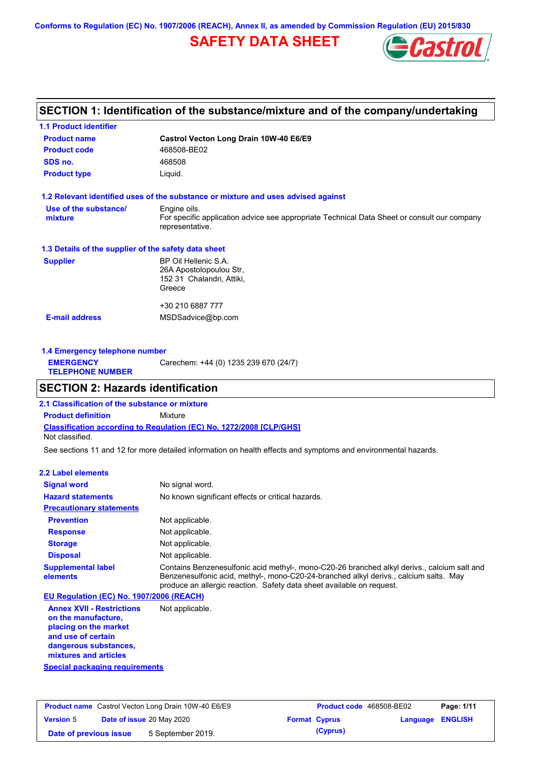Conforms to Regulation (EC) No. 1907/2006 (REACH), Annex II, as amended by Commission Regulation (EU) 2015/830

# SAFETY DATA SHEET

## SECTION 1: Identification of the substance/mixture and of the company/undertaking

### 1.1 Product identifier

| | |
|---|---|
| **Product name** | **Castrol Vecton Long Drain 10W-40 E6/E9** |
| **Product code** | 468508-BE02 |
| **SDS no.** | 468508 |
| **Product type** | Liquid. |

### 1.2 Relevant identified uses of the substance or mixture and uses advised against

| | |
|---|---|
| **Use of the substance/ mixture** | Engine oils. For specific application advice see appropriate Technical Data Sheet or consult our company representative. |

### 1.3 Details of the supplier of the safety data sheet

| | |
|---|---|
| **Supplier** | BP Oil Hellenic S.A. 26A Apostolopoulou Str, 152 31 Chalandri, Attiki, Greece<br><br>+30 210 6887 777 |
| **E-mail address** | MSDSadvice@bp.com |

### 1.4 Emergency telephone number

| | |
|---|---|
| **EMERGENCY TELEPHONE NUMBER** | Carechem: +44 (0) 1235 239 670 (24/7) |

## SECTION 2: Hazards identification

### 2.1 Classification of the substance or mixture

**Product definition** Mixture

**Classification according to Regulation (EC) No. 1272/2008 [CLP/GHS]**

Not classified.

See sections 11 and 12 for more detailed information on health effects and symptoms and environmental hazards.

### 2.2 Label elements

| | |
|---|---|
| **Signal word** | No signal word. |
| **Hazard statements** | No known significant effects or critical hazards. |

**Precautionary statements**

| | |
|---|---|
| **Prevention** | Not applicable. |
| **Response** | Not applicable. |
| **Storage** | Not applicable. |
| **Disposal** | Not applicable. |
| **Supplemental label elements** | Contains Benzenesulfonic acid methyl-, mono-C20-26 branched alkyl derivs., calcium salt and Benzenesulfonic acid, methyl-, mono-C20-24-branched alkyl derivs., calcium salts. May produce an allergic reaction. Safety data sheet available on request. |

**EU Regulation (EC) No. 1907/2006 (REACH)**

| | |
|---|---|
| **Annex XVII - Restrictions on the manufacture, placing on the market and use of certain dangerous substances, mixtures and articles** | Not applicable. |

**Special packaging requirements**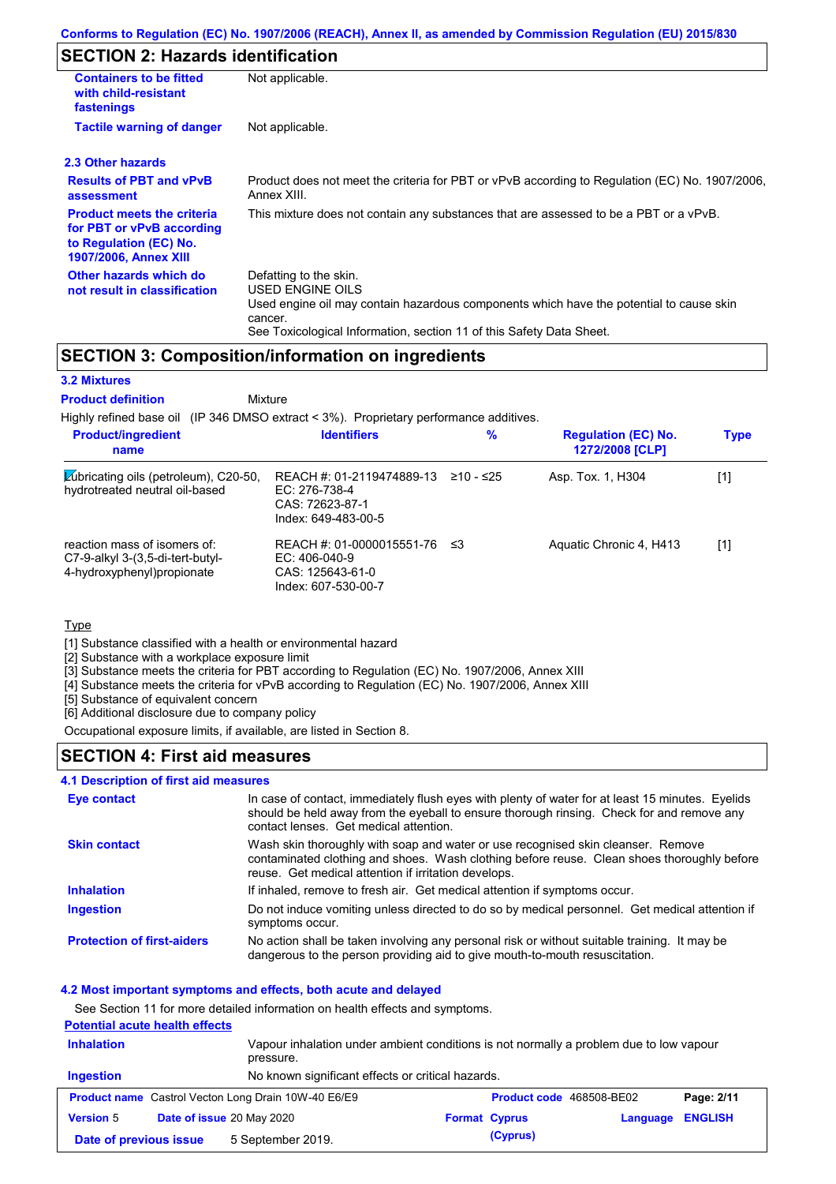## SECTION 2: Hazards identification

**Containers to be fitted with child-resistant fastenings**: Not applicable.

**Tactile warning of danger**: Not applicable.

### 2.3 Other hazards

**Results of PBT and vPvB assessment**: Product does not meet the criteria for PBT or vPvB according to Regulation (EC) No. 1907/2006, Annex XIII.

**Product meets the criteria for PBT or vPvB according to Regulation (EC) No. 1907/2006, Annex XIII**: This mixture does not contain any substances that are assessed to be a PBT or a vPvB.

**Other hazards which do not result in classification**: Defatting to the skin.
USED ENGINE OILS
Used engine oil may contain hazardous components which have the potential to cause skin cancer.
See Toxicological Information, section 11 of this Safety Data Sheet.

## SECTION 3: Composition/information on ingredients

### 3.2 Mixtures

**Product definition**: Mixture

Highly refined base oil (IP 346 DMSO extract < 3%). Proprietary performance additives.

| Product/ingredient name | Identifiers | % | Regulation (EC) No. 1272/2008 [CLP] | Type |
|---|---|---|---|---|
| Lubricating oils (petroleum), C20-50, hydrotreated neutral oil-based | REACH #: 01-2119474889-13<br>EC: 276-738-4<br>CAS: 72623-87-1<br>Index: 649-483-00-5 | ≥10 - ≤25 | Asp. Tox. 1, H304 | [1] |
| reaction mass of isomers of: C7-9-alkyl 3-(3,5-di-tert-butyl-4-hydroxyphenyl)propionate | REACH #: 01-0000015551-76<br>EC: 406-040-9<br>CAS: 125643-61-0<br>Index: 607-530-00-7 | ≤3 | Aquatic Chronic 4, H413 | [1] |

Type

[1] Substance classified with a health or environmental hazard
[2] Substance with a workplace exposure limit
[3] Substance meets the criteria for PBT according to Regulation (EC) No. 1907/2006, Annex XIII
[4] Substance meets the criteria for vPvB according to Regulation (EC) No. 1907/2006, Annex XIII
[5] Substance of equivalent concern
[6] Additional disclosure due to company policy

Occupational exposure limits, if available, are listed in Section 8.

## SECTION 4: First aid measures

### 4.1 Description of first aid measures

**Eye contact**: In case of contact, immediately flush eyes with plenty of water for at least 15 minutes. Eyelids should be held away from the eyeball to ensure thorough rinsing. Check for and remove any contact lenses. Get medical attention.

**Skin contact**: Wash skin thoroughly with soap and water or use recognised skin cleanser. Remove contaminated clothing and shoes. Wash clothing before reuse. Clean shoes thoroughly before reuse. Get medical attention if irritation develops.

**Inhalation**: If inhaled, remove to fresh air. Get medical attention if symptoms occur.

**Ingestion**: Do not induce vomiting unless directed to do so by medical personnel. Get medical attention if symptoms occur.

**Protection of first-aiders**: No action shall be taken involving any personal risk or without suitable training. It may be dangerous to the person providing aid to give mouth-to-mouth resuscitation.

### 4.2 Most important symptoms and effects, both acute and delayed

See Section 11 for more detailed information on health effects and symptoms.

**Potential acute health effects**

**Inhalation**: Vapour inhalation under ambient conditions is not normally a problem due to low vapour pressure.

**Ingestion**: No known significant effects or critical hazards.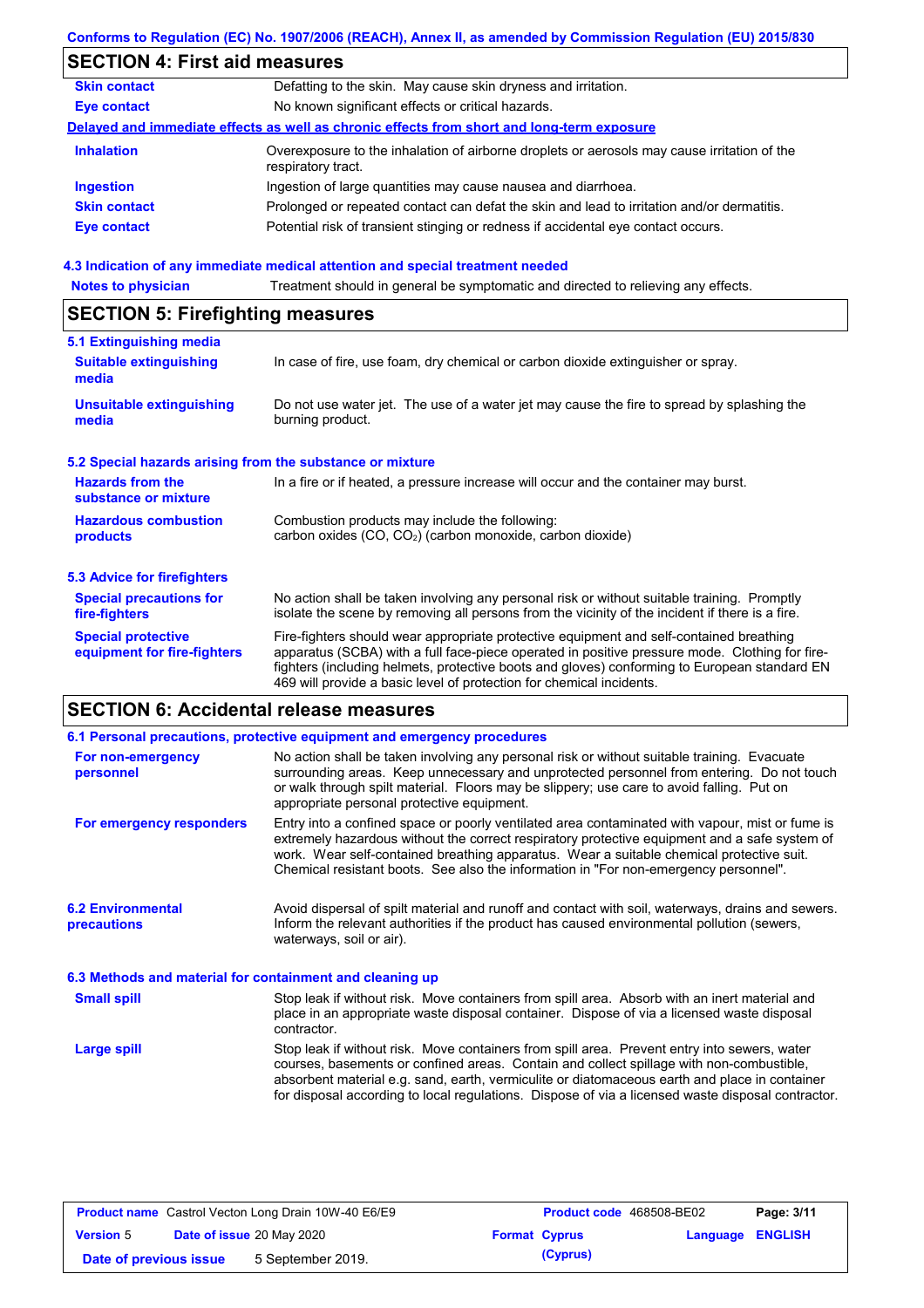## SECTION 4: First aid measures

| | |
|---|---|
| **Skin contact** | Defatting to the skin. May cause skin dryness and irritation. |
| **Eye contact** | No known significant effects or critical hazards. |

**Delayed and immediate effects as well as chronic effects from short and long-term exposure**

| | |
|---|---|
| **Inhalation** | Overexposure to the inhalation of airborne droplets or aerosols may cause irritation of the respiratory tract. |
| **Ingestion** | Ingestion of large quantities may cause nausea and diarrhoea. |
| **Skin contact** | Prolonged or repeated contact can defat the skin and lead to irritation and/or dermatitis. |
| **Eye contact** | Potential risk of transient stinging or redness if accidental eye contact occurs. |

### 4.3 Indication of any immediate medical attention and special treatment needed

| | |
|---|---|
| **Notes to physician** | Treatment should in general be symptomatic and directed to relieving any effects. |

## SECTION 5: Firefighting measures

### 5.1 Extinguishing media

| | |
|---|---|
| **Suitable extinguishing media** | In case of fire, use foam, dry chemical or carbon dioxide extinguisher or spray. |
| **Unsuitable extinguishing media** | Do not use water jet. The use of a water jet may cause the fire to spread by splashing the burning product. |

### 5.2 Special hazards arising from the substance or mixture

| | |
|---|---|
| **Hazards from the substance or mixture** | In a fire or if heated, a pressure increase will occur and the container may burst. |
| **Hazardous combustion products** | Combustion products may include the following:<br>carbon oxides (CO, $CO_2$) (carbon monoxide, carbon dioxide) |

### 5.3 Advice for firefighters

| | |
|---|---|
| **Special precautions for fire-fighters** | No action shall be taken involving any personal risk or without suitable training. Promptly isolate the scene by removing all persons from the vicinity of the incident if there is a fire. |
| **Special protective equipment for fire-fighters** | Fire-fighters should wear appropriate protective equipment and self-contained breathing apparatus (SCBA) with a full face-piece operated in positive pressure mode. Clothing for fire-fighters (including helmets, protective boots and gloves) conforming to European standard EN 469 will provide a basic level of protection for chemical incidents. |

## SECTION 6: Accidental release measures

### 6.1 Personal precautions, protective equipment and emergency procedures

| | |
|---|---|
| **For non-emergency personnel** | No action shall be taken involving any personal risk or without suitable training. Evacuate surrounding areas. Keep unnecessary and unprotected personnel from entering. Do not touch or walk through spilt material. Floors may be slippery; use care to avoid falling. Put on appropriate personal protective equipment. |
| **For emergency responders** | Entry into a confined space or poorly ventilated area contaminated with vapour, mist or fume is extremely hazardous without the correct respiratory protective equipment and a safe system of work. Wear self-contained breathing apparatus. Wear a suitable chemical protective suit. Chemical resistant boots. See also the information in "For non-emergency personnel". |

| | |
|---|---|
| **6.2 Environmental precautions** | Avoid dispersal of spilt material and runoff and contact with soil, waterways, drains and sewers. Inform the relevant authorities if the product has caused environmental pollution (sewers, waterways, soil or air). |

### 6.3 Methods and material for containment and cleaning up

| | |
|---|---|
| **Small spill** | Stop leak if without risk. Move containers from spill area. Absorb with an inert material and place in an appropriate waste disposal container. Dispose of via a licensed waste disposal contractor. |
| **Large spill** | Stop leak if without risk. Move containers from spill area. Prevent entry into sewers, water courses, basements or confined areas. Contain and collect spillage with non-combustible, absorbent material e.g. sand, earth, vermiculite or diatomaceous earth and place in container for disposal according to local regulations. Dispose of via a licensed waste disposal contractor. |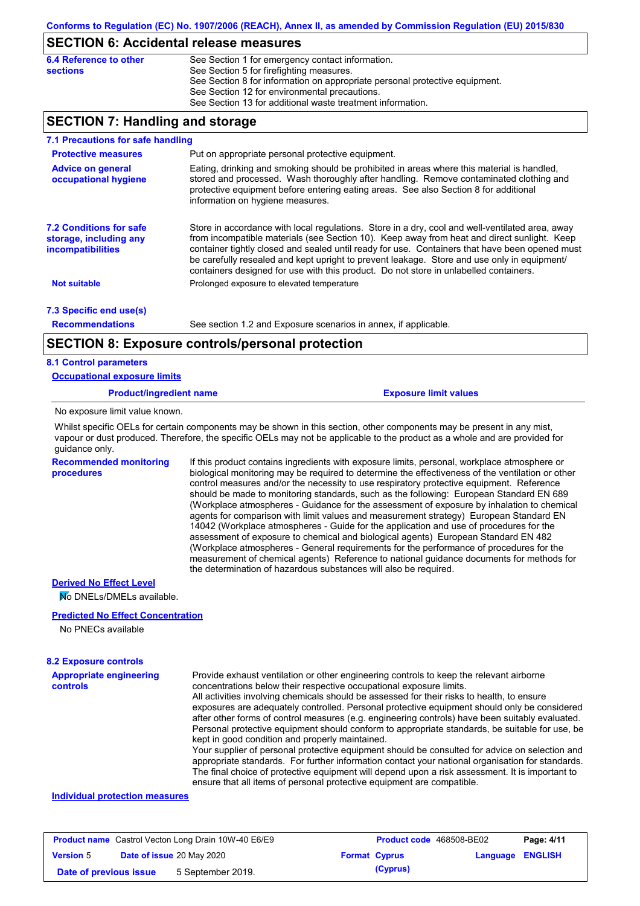Conforms to Regulation (EC) No. 1907/2006 (REACH), Annex II, as amended by Commission Regulation (EU) 2015/830

## SECTION 6: Accidental release measures

**6.4 Reference to other sections**

See Section 1 for emergency contact information.
See Section 5 for firefighting measures.
See Section 8 for information on appropriate personal protective equipment.
See Section 12 for environmental precautions.
See Section 13 for additional waste treatment information.

## SECTION 7: Handling and storage

### 7.1 Precautions for safe handling

**Protective measures**

Put on appropriate personal protective equipment.

**Advice on general occupational hygiene**

Eating, drinking and smoking should be prohibited in areas where this material is handled, stored and processed. Wash thoroughly after handling. Remove contaminated clothing and protective equipment before entering eating areas. See also Section 8 for additional information on hygiene measures.

### 7.2 Conditions for safe storage, including any incompatibilities

Store in accordance with local regulations. Store in a dry, cool and well-ventilated area, away from incompatible materials (see Section 10). Keep away from heat and direct sunlight. Keep container tightly closed and sealed until ready for use. Containers that have been opened must be carefully resealed and kept upright to prevent leakage. Store and use only in equipment/ containers designed for use with this product. Do not store in unlabelled containers.

**Not suitable**

Prolonged exposure to elevated temperature

### 7.3 Specific end use(s)

**Recommendations**

See section 1.2 and Exposure scenarios in annex, if applicable.

## SECTION 8: Exposure controls/personal protection

### 8.1 Control parameters

**Occupational exposure limits**

| Product/ingredient name | Exposure limit values |
|---|---|

No exposure limit value known.

Whilst specific OELs for certain components may be shown in this section, other components may be present in any mist, vapour or dust produced. Therefore, the specific OELs may not be applicable to the product as a whole and are provided for guidance only.

**Recommended monitoring procedures**

If this product contains ingredients with exposure limits, personal, workplace atmosphere or biological monitoring may be required to determine the effectiveness of the ventilation or other control measures and/or the necessity to use respiratory protective equipment. Reference should be made to monitoring standards, such as the following: European Standard EN 689 (Workplace atmospheres - Guidance for the assessment of exposure by inhalation to chemical agents for comparison with limit values and measurement strategy) European Standard EN 14042 (Workplace atmospheres - Guide for the application and use of procedures for the assessment of exposure to chemical and biological agents) European Standard EN 482 (Workplace atmospheres - General requirements for the performance of procedures for the measurement of chemical agents) Reference to national guidance documents for methods for the determination of hazardous substances will also be required.

**Derived No Effect Level**

No DNELs/DMELs available.

**Predicted No Effect Concentration**

No PNECs available

### 8.2 Exposure controls

**Appropriate engineering controls**

Provide exhaust ventilation or other engineering controls to keep the relevant airborne concentrations below their respective occupational exposure limits.
All activities involving chemicals should be assessed for their risks to health, to ensure exposures are adequately controlled. Personal protective equipment should only be considered after other forms of control measures (e.g. engineering controls) have been suitably evaluated. Personal protective equipment should conform to appropriate standards, be suitable for use, be kept in good condition and properly maintained.
Your supplier of personal protective equipment should be consulted for advice on selection and appropriate standards. For further information contact your national organisation for standards. The final choice of protective equipment will depend upon a risk assessment. It is important to ensure that all items of personal protective equipment are compatible.

**Individual protection measures**

| Product name Castrol Vecton Long Drain 10W-40 E6/E9 | Product code 468508-BE02 | Page: 4/11 |
|---|---|---|
| Version 5 Date of issue 20 May 2020 | Format Cyprus (Cyprus) | Language ENGLISH |
| Date of previous issue 5 September 2019. | | |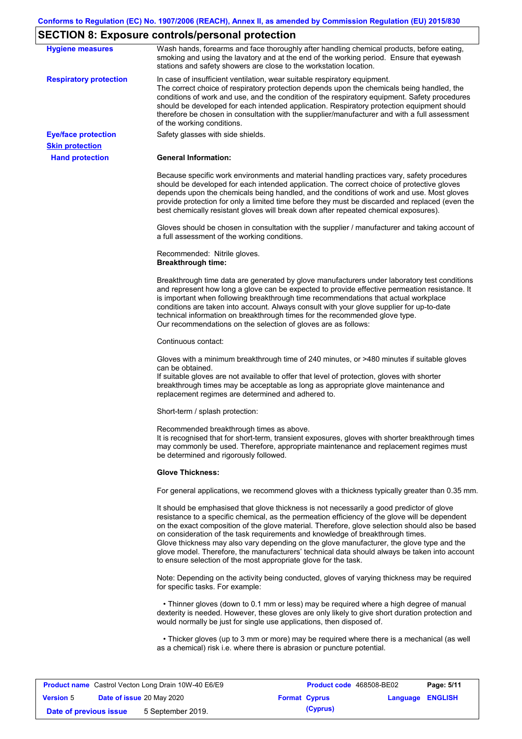## SECTION 8: Exposure controls/personal protection

**Hygiene measures**

Wash hands, forearms and face thoroughly after handling chemical products, before eating, smoking and using the lavatory and at the end of the working period. Ensure that eyewash stations and safety showers are close to the workstation location.

**Respiratory protection**

In case of insufficient ventilation, wear suitable respiratory equipment.
The correct choice of respiratory protection depends upon the chemicals being handled, the conditions of work and use, and the condition of the respiratory equipment. Safety procedures should be developed for each intended application. Respiratory protection equipment should therefore be chosen in consultation with the supplier/manufacturer and with a full assessment of the working conditions.

**Eye/face protection**

Safety glasses with side shields.

**Skin protection**

**Hand protection**

**General Information:**

Because specific work environments and material handling practices vary, safety procedures should be developed for each intended application. The correct choice of protective gloves depends upon the chemicals being handled, and the conditions of work and use. Most gloves provide protection for only a limited time before they must be discarded and replaced (even the best chemically resistant gloves will break down after repeated chemical exposures).

Gloves should be chosen in consultation with the supplier / manufacturer and taking account of a full assessment of the working conditions.

Recommended: Nitrile gloves.
**Breakthrough time:**

Breakthrough time data are generated by glove manufacturers under laboratory test conditions and represent how long a glove can be expected to provide effective permeation resistance. It is important when following breakthrough time recommendations that actual workplace conditions are taken into account. Always consult with your glove supplier for up-to-date technical information on breakthrough times for the recommended glove type.
Our recommendations on the selection of gloves are as follows:

Continuous contact:

Gloves with a minimum breakthrough time of 240 minutes, or >480 minutes if suitable gloves can be obtained.
If suitable gloves are not available to offer that level of protection, gloves with shorter breakthrough times may be acceptable as long as appropriate glove maintenance and replacement regimes are determined and adhered to.

Short-term / splash protection:

Recommended breakthrough times as above.
It is recognised that for short-term, transient exposures, gloves with shorter breakthrough times may commonly be used. Therefore, appropriate maintenance and replacement regimes must be determined and rigorously followed.

**Glove Thickness:**

For general applications, we recommend gloves with a thickness typically greater than 0.35 mm.

It should be emphasised that glove thickness is not necessarily a good predictor of glove resistance to a specific chemical, as the permeation efficiency of the glove will be dependent on the exact composition of the glove material. Therefore, glove selection should also be based on consideration of the task requirements and knowledge of breakthrough times.
Glove thickness may also vary depending on the glove manufacturer, the glove type and the glove model. Therefore, the manufacturers' technical data should always be taken into account to ensure selection of the most appropriate glove for the task.

Note: Depending on the activity being conducted, gloves of varying thickness may be required for specific tasks. For example:

- Thinner gloves (down to 0.1 mm or less) may be required where a high degree of manual dexterity is needed. However, these gloves are only likely to give short duration protection and would normally be just for single use applications, then disposed of.

- Thicker gloves (up to 3 mm or more) may be required where there is a mechanical (as well as a chemical) risk i.e. where there is abrasion or puncture potential.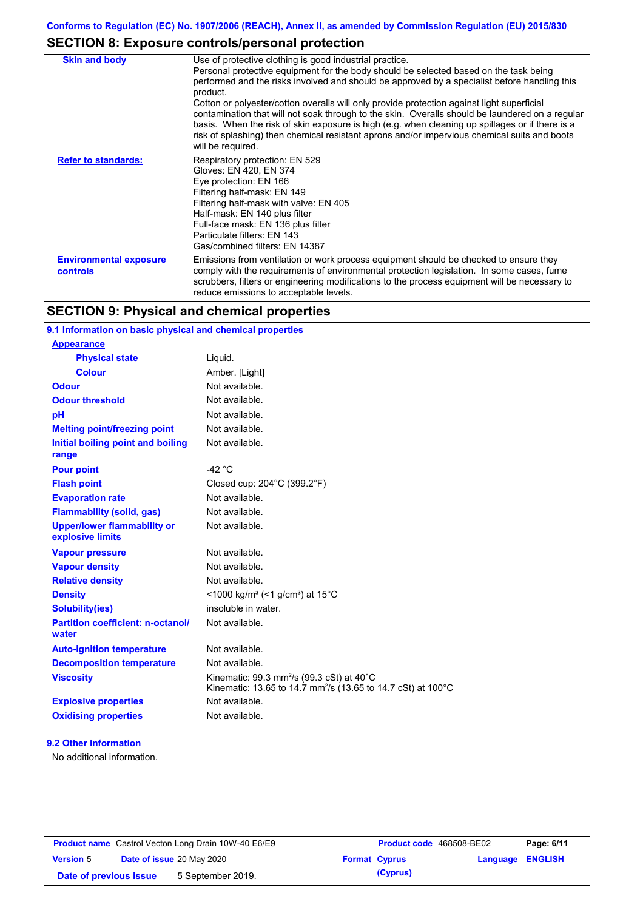## SECTION 8: Exposure controls/personal protection

| | |
|---|---|
| **Skin and body** | Use of protective clothing is good industrial practice. Personal protective equipment for the body should be selected based on the task being performed and the risks involved and should be approved by a specialist before handling this product. Cotton or polyester/cotton overalls will only provide protection against light superficial contamination that will not soak through to the skin. Overalls should be laundered on a regular basis. When the risk of skin exposure is high (e.g. when cleaning up spillages or if there is a risk of splashing) then chemical resistant aprons and/or impervious chemical suits and boots will be required. |
| **Refer to standards:** | Respiratory protection: EN 529<br>Gloves: EN 420, EN 374<br>Eye protection: EN 166<br>Filtering half-mask: EN 149<br>Filtering half-mask with valve: EN 405<br>Half-mask: EN 140 plus filter<br>Full-face mask: EN 136 plus filter<br>Particulate filters: EN 143<br>Gas/combined filters: EN 14387 |
| **Environmental exposure controls** | Emissions from ventilation or work process equipment should be checked to ensure they comply with the requirements of environmental protection legislation. In some cases, fume scrubbers, filters or engineering modifications to the process equipment will be necessary to reduce emissions to acceptable levels. |

## SECTION 9: Physical and chemical properties

### 9.1 Information on basic physical and chemical properties

| | |
|---|---|
| **Appearance** | |
| **Physical state** | Liquid. |
| **Colour** | Amber. [Light] |
| **Odour** | Not available. |
| **Odour threshold** | Not available. |
| **pH** | Not available. |
| **Melting point/freezing point** | Not available. |
| **Initial boiling point and boiling range** | Not available. |
| **Pour point** | -42 °C |
| **Flash point** | Closed cup: 204°C (399.2°F) |
| **Evaporation rate** | Not available. |
| **Flammability (solid, gas)** | Not available. |
| **Upper/lower flammability or explosive limits** | Not available. |
| **Vapour pressure** | Not available. |
| **Vapour density** | Not available. |
| **Relative density** | Not available. |
| **Density** | <1000 kg/m³ (<1 g/cm³) at 15°C |
| **Solubility(ies)** | insoluble in water. |
| **Partition coefficient: n-octanol/water** | Not available. |
| **Auto-ignition temperature** | Not available. |
| **Decomposition temperature** | Not available. |
| **Viscosity** | Kinematic: 99.3 $mm^2/s$ (99.3 cSt) at 40°C<br>Kinematic: 13.65 to 14.7 $mm^2/s$ (13.65 to 14.7 cSt) at 100°C |
| **Explosive properties** | Not available. |
| **Oxidising properties** | Not available. |

### 9.2 Other information

No additional information.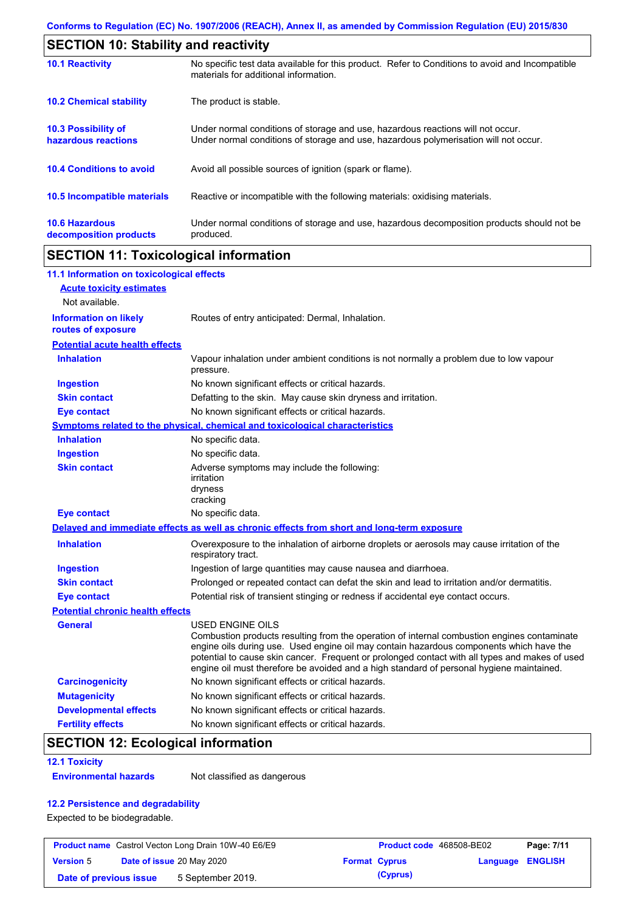## SECTION 10: Stability and reactivity

| | |
|---|---|
| **10.1 Reactivity** | No specific test data available for this product. Refer to Conditions to avoid and Incompatible materials for additional information. |
| **10.2 Chemical stability** | The product is stable. |
| **10.3 Possibility of hazardous reactions** | Under normal conditions of storage and use, hazardous reactions will not occur. Under normal conditions of storage and use, hazardous polymerisation will not occur. |
| **10.4 Conditions to avoid** | Avoid all possible sources of ignition (spark or flame). |
| **10.5 Incompatible materials** | Reactive or incompatible with the following materials: oxidising materials. |
| **10.6 Hazardous decomposition products** | Under normal conditions of storage and use, hazardous decomposition products should not be produced. |

## SECTION 11: Toxicological information

### 11.1 Information on toxicological effects

**Acute toxicity estimates**

Not available.

**Information on likely routes of exposure**: Routes of entry anticipated: Dermal, Inhalation.

**Potential acute health effects**

| | |
|---|---|
| **Inhalation** | Vapour inhalation under ambient conditions is not normally a problem due to low vapour pressure. |
| **Ingestion** | No known significant effects or critical hazards. |
| **Skin contact** | Defatting to the skin. May cause skin dryness and irritation. |
| **Eye contact** | No known significant effects or critical hazards. |

**Symptoms related to the physical, chemical and toxicological characteristics**

| | |
|---|---|
| **Inhalation** | No specific data. |
| **Ingestion** | No specific data. |
| **Skin contact** | Adverse symptoms may include the following: irritation dryness cracking |
| **Eye contact** | No specific data. |

**Delayed and immediate effects as well as chronic effects from short and long-term exposure**

| | |
|---|---|
| **Inhalation** | Overexposure to the inhalation of airborne droplets or aerosols may cause irritation of the respiratory tract. |
| **Ingestion** | Ingestion of large quantities may cause nausea and diarrhoea. |
| **Skin contact** | Prolonged or repeated contact can defat the skin and lead to irritation and/or dermatitis. |
| **Eye contact** | Potential risk of transient stinging or redness if accidental eye contact occurs. |

**Potential chronic health effects**

| | |
|---|---|
| **General** | USED ENGINE OILS Combustion products resulting from the operation of internal combustion engines contaminate engine oils during use. Used engine oil may contain hazardous components which have the potential to cause skin cancer. Frequent or prolonged contact with all types and makes of used engine oil must therefore be avoided and a high standard of personal hygiene maintained. |
| **Carcinogenicity** | No known significant effects or critical hazards. |
| **Mutagenicity** | No known significant effects or critical hazards. |
| **Developmental effects** | No known significant effects or critical hazards. |
| **Fertility effects** | No known significant effects or critical hazards. |

## SECTION 12: Ecological information

### 12.1 Toxicity

**Environmental hazards**: Not classified as dangerous

### 12.2 Persistence and degradability

Expected to be biodegradable.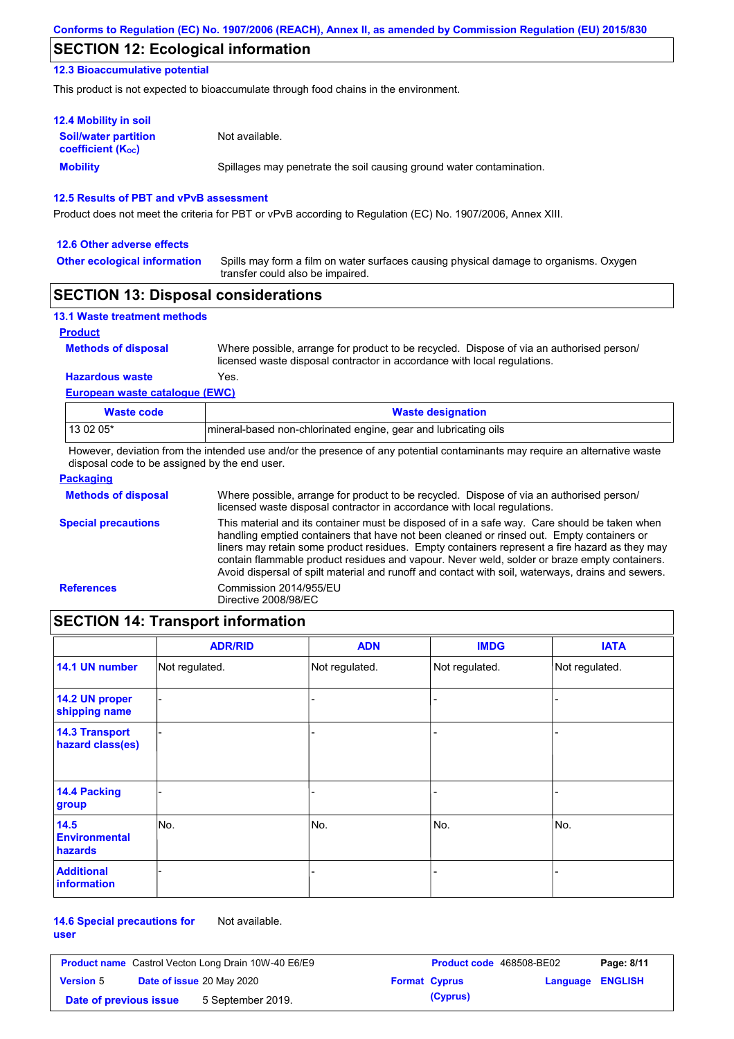## SECTION 12: Ecological information

### 12.3 Bioaccumulative potential

This product is not expected to bioaccumulate through food chains in the environment.

### 12.4 Mobility in soil

**Soil/water partition coefficient ($K_{OC}$)** Not available.

**Mobility** Spillages may penetrate the soil causing ground water contamination.

### 12.5 Results of PBT and vPvB assessment

Product does not meet the criteria for PBT or vPvB according to Regulation (EC) No. 1907/2006, Annex XIII.

### 12.6 Other adverse effects

**Other ecological information** Spills may form a film on water surfaces causing physical damage to organisms. Oxygen transfer could also be impaired.

## SECTION 13: Disposal considerations

### 13.1 Waste treatment methods

**Product**

**Methods of disposal** Where possible, arrange for product to be recycled. Dispose of via an authorised person/ licensed waste disposal contractor in accordance with local regulations.

**Hazardous waste** Yes.

**European waste catalogue (EWC)**

| Waste code | Waste designation |
|---|---|
| 13 02 05* | mineral-based non-chlorinated engine, gear and lubricating oils |

However, deviation from the intended use and/or the presence of any potential contaminants may require an alternative waste disposal code to be assigned by the end user.

**Packaging**

**Methods of disposal** Where possible, arrange for product to be recycled. Dispose of via an authorised person/ licensed waste disposal contractor in accordance with local regulations.

**Special precautions** This material and its container must be disposed of in a safe way. Care should be taken when handling emptied containers that have not been cleaned or rinsed out. Empty containers or liners may retain some product residues. Empty containers represent a fire hazard as they may contain flammable product residues and vapour. Never weld, solder or braze empty containers. Avoid dispersal of spilt material and runoff and contact with soil, waterways, drains and sewers.

**References** Commission 2014/955/EU
Directive 2008/98/EC

## SECTION 14: Transport information

| | ADR/RID | ADN | IMDG | IATA |
|---|---|---|---|---|
| 14.1 UN number | Not regulated. | Not regulated. | Not regulated. | Not regulated. |
| 14.2 UN proper shipping name | - | - | - | - |
| 14.3 Transport hazard class(es) | - | - | - | - |
| 14.4 Packing group | - | - | - | - |
| 14.5 Environmental hazards | No. | No. | No. | No. |
| Additional information | - | - | - | - |

**14.6 Special precautions for user** Not available.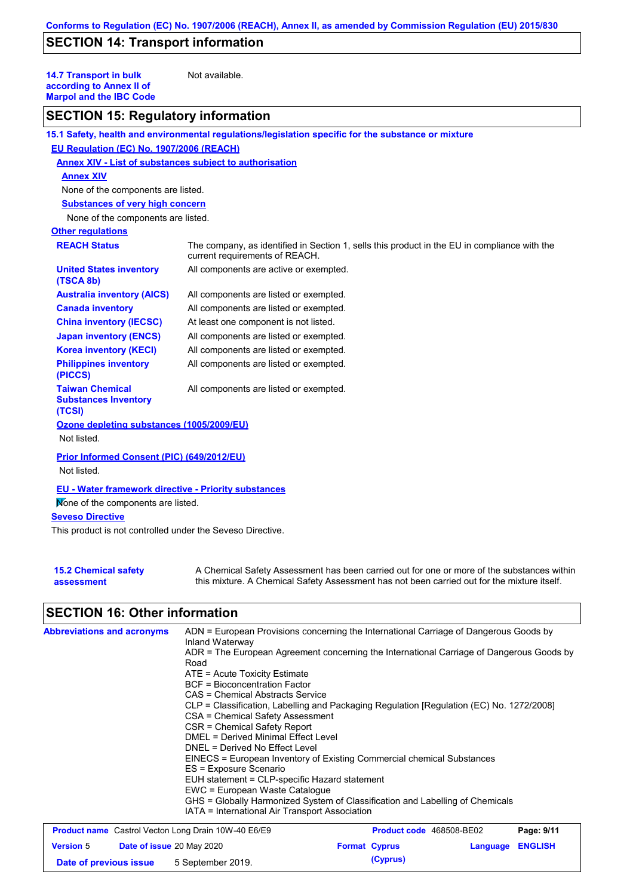## SECTION 14: Transport information

| | |
|---|---|
| **14.7 Transport in bulk according to Annex II of Marpol and the IBC Code** | Not available. |

## SECTION 15: Regulatory information

### 15.1 Safety, health and environmental regulations/legislation specific for the substance or mixture

**EU Regulation (EC) No. 1907/2006 (REACH)**

**Annex XIV - List of substances subject to authorisation**

**Annex XIV**

None of the components are listed.

**Substances of very high concern**

None of the components are listed.

**Other regulations**

| | |
|---|---|
| **REACH Status** | The company, as identified in Section 1, sells this product in the EU in compliance with the current requirements of REACH. |
| **United States inventory (TSCA 8b)** | All components are active or exempted. |
| **Australia inventory (AICS)** | All components are listed or exempted. |
| **Canada inventory** | All components are listed or exempted. |
| **China inventory (IECSC)** | At least one component is not listed. |
| **Japan inventory (ENCS)** | All components are listed or exempted. |
| **Korea inventory (KECI)** | All components are listed or exempted. |
| **Philippines inventory (PICCS)** | All components are listed or exempted. |
| **Taiwan Chemical Substances Inventory (TCSI)** | All components are listed or exempted. |

**Ozone depleting substances (1005/2009/EU)**

Not listed.

**Prior Informed Consent (PIC) (649/2012/EU)**

Not listed.

**EU - Water framework directive - Priority substances**

None of the components are listed.

**Seveso Directive**

This product is not controlled under the Seveso Directive.

| | |
|---|---|
| **15.2 Chemical safety assessment** | A Chemical Safety Assessment has been carried out for one or more of the substances within this mixture. A Chemical Safety Assessment has not been carried out for the mixture itself. |

## SECTION 16: Other information

**Abbreviations and acronyms**

ADN = European Provisions concerning the International Carriage of Dangerous Goods by Inland Waterway
ADR = The European Agreement concerning the International Carriage of Dangerous Goods by Road
ATE = Acute Toxicity Estimate
BCF = Bioconcentration Factor
CAS = Chemical Abstracts Service
CLP = Classification, Labelling and Packaging Regulation [Regulation (EC) No. 1272/2008]
CSA = Chemical Safety Assessment
CSR = Chemical Safety Report
DMEL = Derived Minimal Effect Level
DNEL = Derived No Effect Level
EINECS = European Inventory of Existing Commercial chemical Substances
ES = Exposure Scenario
EUH statement = CLP-specific Hazard statement
EWC = European Waste Catalogue
GHS = Globally Harmonized System of Classification and Labelling of Chemicals
IATA = International Air Transport Association

| | | | |
|---|---|---|---|
| **Product name** Castrol Vecton Long Drain 10W-40 E6/E9 | | **Product code** 468508-BE02 | |
| **Version** 5 | **Date of issue** 20 May 2020 | **Format** Cyprus (Cyprus) | **Language** ENGLISH |
| **Date of previous issue** | 5 September 2019. | | |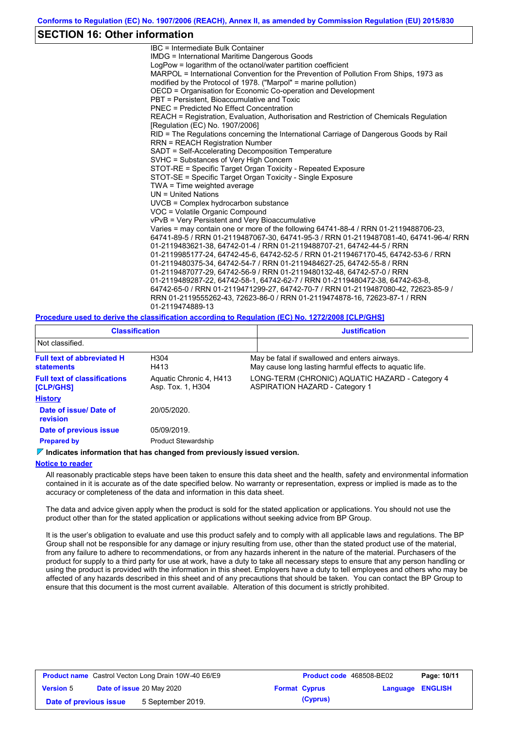## SECTION 16: Other information

IBC = Intermediate Bulk Container
IMDG = International Maritime Dangerous Goods
LogPow = logarithm of the octanol/water partition coefficient
MARPOL = International Convention for the Prevention of Pollution From Ships, 1973 as modified by the Protocol of 1978. ("Marpol" = marine pollution)
OECD = Organisation for Economic Co-operation and Development
PBT = Persistent, Bioaccumulative and Toxic
PNEC = Predicted No Effect Concentration
REACH = Registration, Evaluation, Authorisation and Restriction of Chemicals Regulation [Regulation (EC) No. 1907/2006]
RID = The Regulations concerning the International Carriage of Dangerous Goods by Rail
RRN = REACH Registration Number
SADT = Self-Accelerating Decomposition Temperature
SVHC = Substances of Very High Concern
STOT-RE = Specific Target Organ Toxicity - Repeated Exposure
STOT-SE = Specific Target Organ Toxicity - Single Exposure
TWA = Time weighted average
UN = United Nations
UVCB = Complex hydrocarbon substance
VOC = Volatile Organic Compound
vPvB = Very Persistent and Very Bioaccumulative
Varies = may contain one or more of the following 64741-88-4 / RRN 01-2119488706-23, 64741-89-5 / RRN 01-2119487067-30, 64741-95-3 / RRN 01-2119487081-40, 64741-96-4/ RRN 01-2119483621-38, 64742-01-4 / RRN 01-2119488707-21, 64742-44-5 / RRN 01-2119985177-24, 64742-45-6, 64742-52-5 / RRN 01-2119467170-45, 64742-53-6 / RRN 01-2119480375-34, 64742-54-7 / RRN 01-2119484627-25, 64742-55-8 / RRN 01-2119487077-29, 64742-56-9 / RRN 01-2119480132-48, 64742-57-0 / RRN 01-2119489287-22, 64742-58-1, 64742-62-7 / RRN 01-2119480472-38, 64742-63-8, 64742-65-0 / RRN 01-2119471299-27, 64742-70-7 / RRN 01-2119487080-42, 72623-85-9 / RRN 01-2119555262-43, 72623-86-0 / RRN 01-2119474878-16, 72623-87-1 / RRN 01-2119474889-13

**Procedure used to derive the classification according to Regulation (EC) No. 1272/2008 [CLP/GHS]**

| Classification | Justification |
|---|---|
| Not classified. | |

| | | |
|---|---|---|
| **Full text of abbreviated H statements** | H304<br>H413 | May be fatal if swallowed and enters airways.<br>May cause long lasting harmful effects to aquatic life. |
| **Full text of classifications [CLP/GHS]** | Aquatic Chronic 4, H413<br>Asp. Tox. 1, H304 | LONG-TERM (CHRONIC) AQUATIC HAZARD - Category 4<br>ASPIRATION HAZARD - Category 1 |

**History**

| | |
|---|---|
| **Date of issue/ Date of revision** | 20/05/2020. |
| **Date of previous issue** | 05/09/2019. |
| **Prepared by** | Product Stewardship |

**Indicates information that has changed from previously issued version.**

**Notice to reader**

All reasonably practicable steps have been taken to ensure this data sheet and the health, safety and environmental information contained in it is accurate as of the date specified below. No warranty or representation, express or implied is made as to the accuracy or completeness of the data and information in this data sheet.

The data and advice given apply when the product is sold for the stated application or applications. You should not use the product other than for the stated application or applications without seeking advice from BP Group.

It is the user's obligation to evaluate and use this product safely and to comply with all applicable laws and regulations. The BP Group shall not be responsible for any damage or injury resulting from use, other than the stated product use of the material, from any failure to adhere to recommendations, or from any hazards inherent in the nature of the material. Purchasers of the product for supply to a third party for use at work, have a duty to take all necessary steps to ensure that any person handling or using the product is provided with the information in this sheet. Employers have a duty to tell employees and others who may be affected of any hazards described in this sheet and of any precautions that should be taken. You can contact the BP Group to ensure that this document is the most current available. Alteration of this document is strictly prohibited.